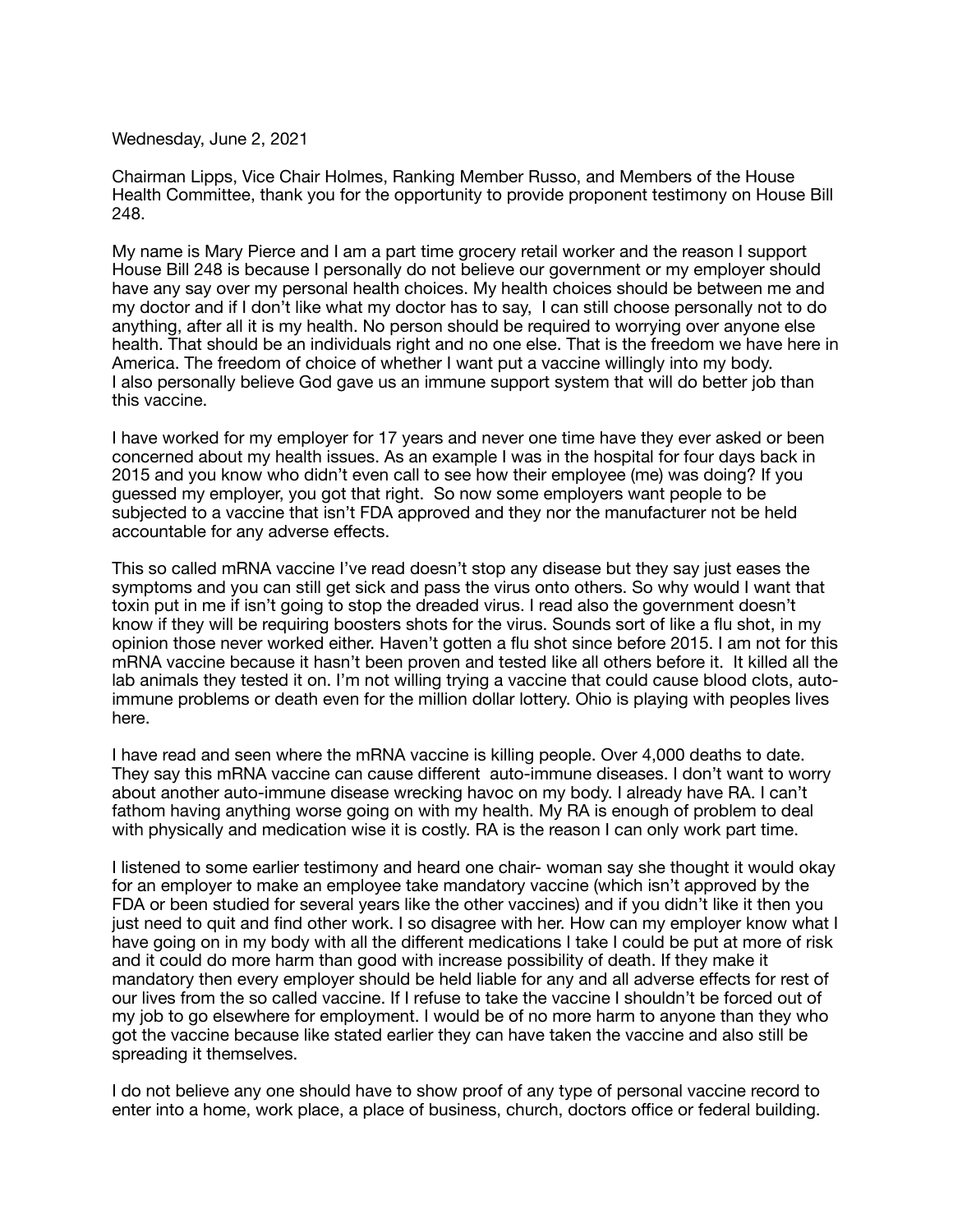Wednesday, June 2, 2021

Chairman Lipps, Vice Chair Holmes, Ranking Member Russo, and Members of the House Health Committee, thank you for the opportunity to provide proponent testimony on House Bill 248.

My name is Mary Pierce and I am a part time grocery retail worker and the reason I support House Bill 248 is because I personally do not believe our government or my employer should have any say over my personal health choices. My health choices should be between me and my doctor and if I don't like what my doctor has to say, I can still choose personally not to do anything, after all it is my health. No person should be required to worrying over anyone else health. That should be an individuals right and no one else. That is the freedom we have here in America. The freedom of choice of whether I want put a vaccine willingly into my body. I also personally believe God gave us an immune support system that will do better job than this vaccine.

I have worked for my employer for 17 years and never one time have they ever asked or been concerned about my health issues. As an example I was in the hospital for four days back in 2015 and you know who didn't even call to see how their employee (me) was doing? If you guessed my employer, you got that right. So now some employers want people to be subjected to a vaccine that isn't FDA approved and they nor the manufacturer not be held accountable for any adverse effects.

This so called mRNA vaccine I've read doesn't stop any disease but they say just eases the symptoms and you can still get sick and pass the virus onto others. So why would I want that toxin put in me if isn't going to stop the dreaded virus. I read also the government doesn't know if they will be requiring boosters shots for the virus. Sounds sort of like a flu shot, in my opinion those never worked either. Haven't gotten a flu shot since before 2015. I am not for this mRNA vaccine because it hasn't been proven and tested like all others before it. It killed all the lab animals they tested it on. I'm not willing trying a vaccine that could cause blood clots, auto-immune problems or death even for the million dollar lottery. Ohio is playing with peoples lives here.

I have read and seen where the mRNA vaccine is killing people. Over 4,000 deaths to date. They say this mRNA vaccine can cause different auto-immune diseases. I don't want to worry about another auto-immune disease wrecking havoc on my body. I already have RA. I can't fathom having anything worse going on with my health. My RA is enough of problem to deal with physically and medication wise it is costly. RA is the reason I can only work part time.

I listened to some earlier testimony and heard one chair- woman say she thought it would okay for an employer to make an employee take mandatory vaccine (which isn't approved by the FDA or been studied for several years like the other vaccines) and if you didn't like it then you just need to quit and find other work. I so disagree with her. How can my employer know what I have going on in my body with all the different medications I take I could be put at more of risk and it could do more harm than good with increase possibility of death. If they make it mandatory then every employer should be held liable for any and all adverse effects for rest of our lives from the so called vaccine. If I refuse to take the vaccine I shouldn't be forced out of my job to go elsewhere for employment. I would be of no more harm to anyone than they who got the vaccine because like stated earlier they can have taken the vaccine and also still be spreading it themselves.

I do not believe any one should have to show proof of any type of personal vaccine record to enter into a home, work place, a place of business, church, doctors office or federal building.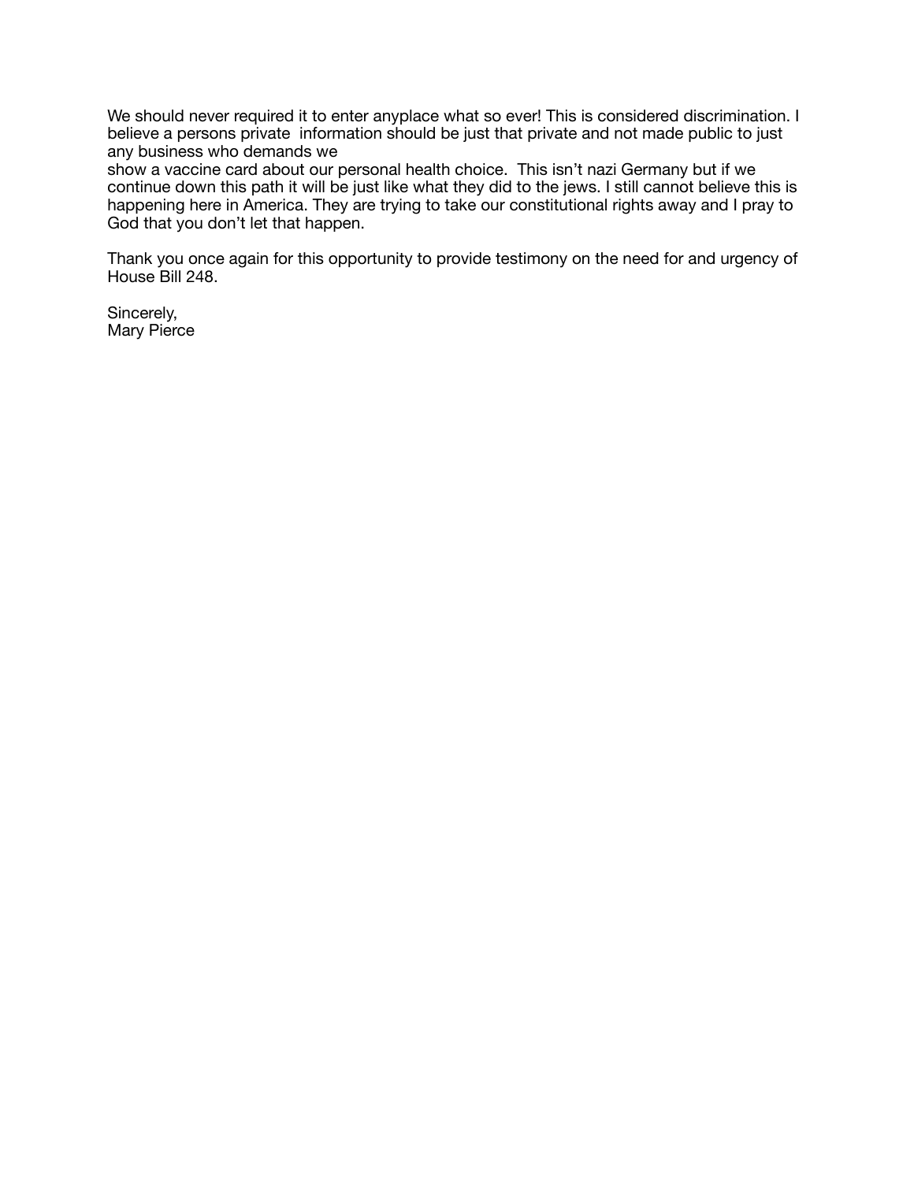We should never required it to enter anyplace what so ever! This is considered discrimination. I believe a persons private information should be just that private and not made public to just any business who demands we show a vaccine card about our personal health choice. This isn't nazi Germany but if we continue down this path it will be just like what they did to the jews. I still cannot believe this is happening here in America. They are trying to take our constitutional rights away and I pray to God that you don't let that happen.

Thank you once again for this opportunity to provide testimony on the need for and urgency of House Bill 248.

Sincerely,
Mary Pierce